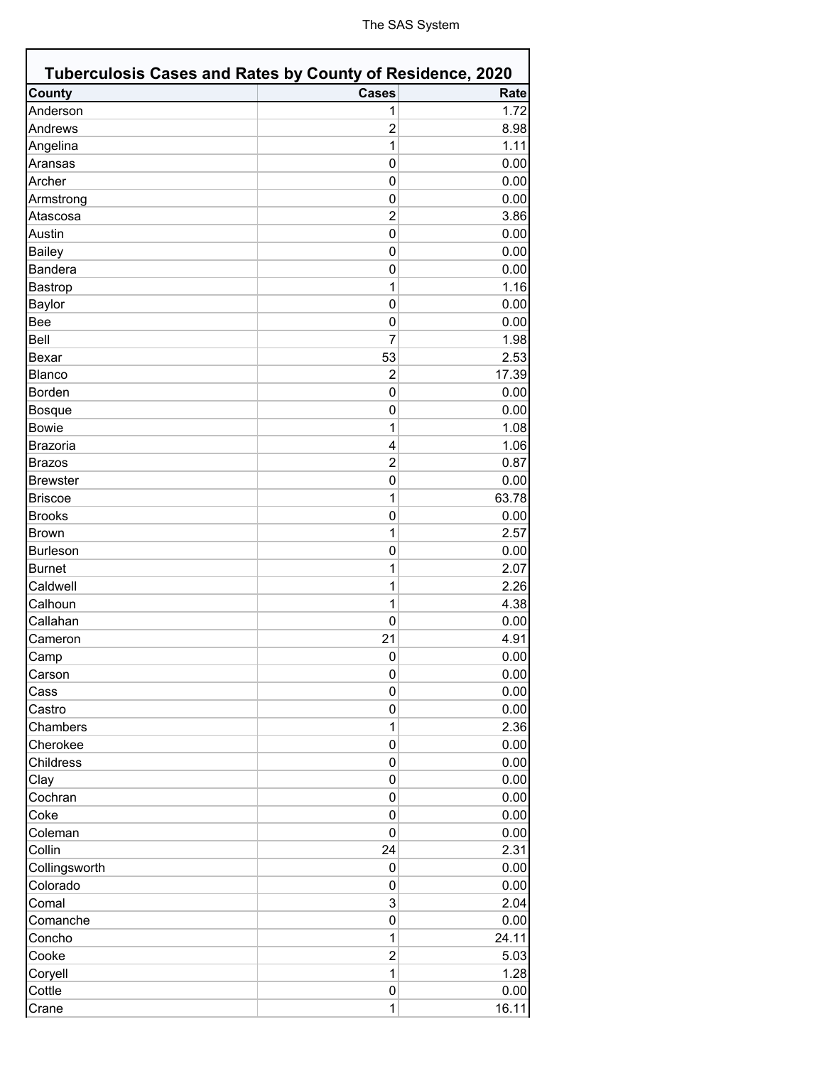# Tuberculosis Cases and Rates by County of Residence, 2020

| County | Cases | Rate |
|---|---|---|
| Anderson | 1 | 1.72 |
| Andrews | 2 | 8.98 |
| Angelina | 1 | 1.11 |
| Aransas | 0 | 0.00 |
| Archer | 0 | 0.00 |
| Armstrong | 0 | 0.00 |
| Atascosa | 2 | 3.86 |
| Austin | 0 | 0.00 |
| Bailey | 0 | 0.00 |
| Bandera | 0 | 0.00 |
| Bastrop | 1 | 1.16 |
| Baylor | 0 | 0.00 |
| Bee | 0 | 0.00 |
| Bell | 7 | 1.98 |
| Bexar | 53 | 2.53 |
| Blanco | 2 | 17.39 |
| Borden | 0 | 0.00 |
| Bosque | 0 | 0.00 |
| Bowie | 1 | 1.08 |
| Brazoria | 4 | 1.06 |
| Brazos | 2 | 0.87 |
| Brewster | 0 | 0.00 |
| Briscoe | 1 | 63.78 |
| Brooks | 0 | 0.00 |
| Brown | 1 | 2.57 |
| Burleson | 0 | 0.00 |
| Burnet | 1 | 2.07 |
| Caldwell | 1 | 2.26 |
| Calhoun | 1 | 4.38 |
| Callahan | 0 | 0.00 |
| Cameron | 21 | 4.91 |
| Camp | 0 | 0.00 |
| Carson | 0 | 0.00 |
| Cass | 0 | 0.00 |
| Castro | 0 | 0.00 |
| Chambers | 1 | 2.36 |
| Cherokee | 0 | 0.00 |
| Childress | 0 | 0.00 |
| Clay | 0 | 0.00 |
| Cochran | 0 | 0.00 |
| Coke | 0 | 0.00 |
| Coleman | 0 | 0.00 |
| Collin | 24 | 2.31 |
| Collingsworth | 0 | 0.00 |
| Colorado | 0 | 0.00 |
| Comal | 3 | 2.04 |
| Comanche | 0 | 0.00 |
| Concho | 1 | 24.11 |
| Cooke | 2 | 5.03 |
| Coryell | 1 | 1.28 |
| Cottle | 0 | 0.00 |
| Crane | 1 | 16.11 |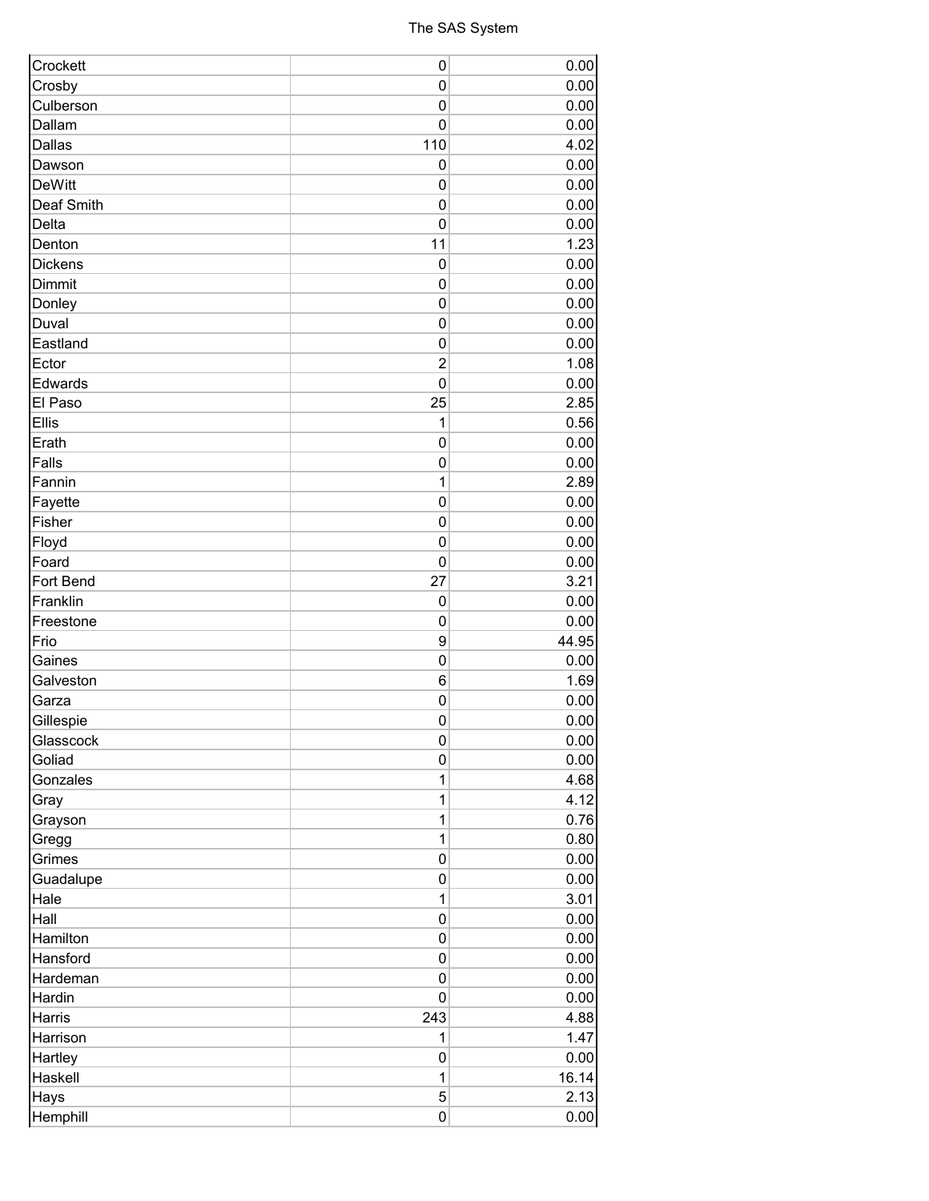| | | |
|---|---|---|
| Crockett | 0 | 0.00 |
| Crosby | 0 | 0.00 |
| Culberson | 0 | 0.00 |
| Dallam | 0 | 0.00 |
| Dallas | 110 | 4.02 |
| Dawson | 0 | 0.00 |
| DeWitt | 0 | 0.00 |
| Deaf Smith | 0 | 0.00 |
| Delta | 0 | 0.00 |
| Denton | 11 | 1.23 |
| Dickens | 0 | 0.00 |
| Dimmit | 0 | 0.00 |
| Donley | 0 | 0.00 |
| Duval | 0 | 0.00 |
| Eastland | 0 | 0.00 |
| Ector | 2 | 1.08 |
| Edwards | 0 | 0.00 |
| El Paso | 25 | 2.85 |
| Ellis | 1 | 0.56 |
| Erath | 0 | 0.00 |
| Falls | 0 | 0.00 |
| Fannin | 1 | 2.89 |
| Fayette | 0 | 0.00 |
| Fisher | 0 | 0.00 |
| Floyd | 0 | 0.00 |
| Foard | 0 | 0.00 |
| Fort Bend | 27 | 3.21 |
| Franklin | 0 | 0.00 |
| Freestone | 0 | 0.00 |
| Frio | 9 | 44.95 |
| Gaines | 0 | 0.00 |
| Galveston | 6 | 1.69 |
| Garza | 0 | 0.00 |
| Gillespie | 0 | 0.00 |
| Glasscock | 0 | 0.00 |
| Goliad | 0 | 0.00 |
| Gonzales | 1 | 4.68 |
| Gray | 1 | 4.12 |
| Grayson | 1 | 0.76 |
| Gregg | 1 | 0.80 |
| Grimes | 0 | 0.00 |
| Guadalupe | 0 | 0.00 |
| Hale | 1 | 3.01 |
| Hall | 0 | 0.00 |
| Hamilton | 0 | 0.00 |
| Hansford | 0 | 0.00 |
| Hardeman | 0 | 0.00 |
| Hardin | 0 | 0.00 |
| Harris | 243 | 4.88 |
| Harrison | 1 | 1.47 |
| Hartley | 0 | 0.00 |
| Haskell | 1 | 16.14 |
| Hays | 5 | 2.13 |
| Hemphill | 0 | 0.00 |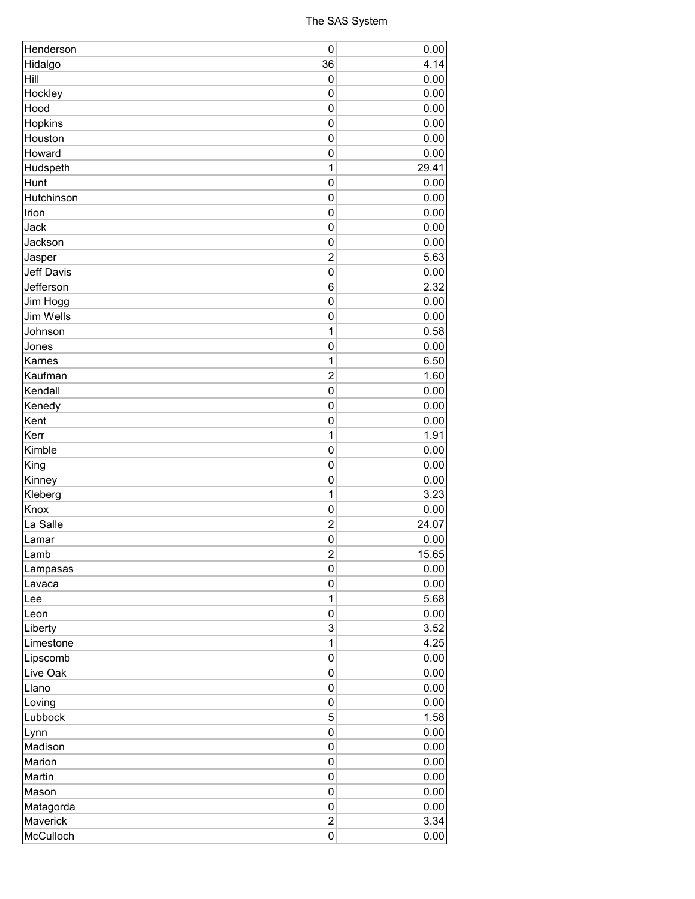| | | |
|---|---|---|
| Henderson | 0 | 0.00 |
| Hidalgo | 36 | 4.14 |
| Hill | 0 | 0.00 |
| Hockley | 0 | 0.00 |
| Hood | 0 | 0.00 |
| Hopkins | 0 | 0.00 |
| Houston | 0 | 0.00 |
| Howard | 0 | 0.00 |
| Hudspeth | 1 | 29.41 |
| Hunt | 0 | 0.00 |
| Hutchinson | 0 | 0.00 |
| Irion | 0 | 0.00 |
| Jack | 0 | 0.00 |
| Jackson | 0 | 0.00 |
| Jasper | 2 | 5.63 |
| Jeff Davis | 0 | 0.00 |
| Jefferson | 6 | 2.32 |
| Jim Hogg | 0 | 0.00 |
| Jim Wells | 0 | 0.00 |
| Johnson | 1 | 0.58 |
| Jones | 0 | 0.00 |
| Karnes | 1 | 6.50 |
| Kaufman | 2 | 1.60 |
| Kendall | 0 | 0.00 |
| Kenedy | 0 | 0.00 |
| Kent | 0 | 0.00 |
| Kerr | 1 | 1.91 |
| Kimble | 0 | 0.00 |
| King | 0 | 0.00 |
| Kinney | 0 | 0.00 |
| Kleberg | 1 | 3.23 |
| Knox | 0 | 0.00 |
| La Salle | 2 | 24.07 |
| Lamar | 0 | 0.00 |
| Lamb | 2 | 15.65 |
| Lampasas | 0 | 0.00 |
| Lavaca | 0 | 0.00 |
| Lee | 1 | 5.68 |
| Leon | 0 | 0.00 |
| Liberty | 3 | 3.52 |
| Limestone | 1 | 4.25 |
| Lipscomb | 0 | 0.00 |
| Live Oak | 0 | 0.00 |
| Llano | 0 | 0.00 |
| Loving | 0 | 0.00 |
| Lubbock | 5 | 1.58 |
| Lynn | 0 | 0.00 |
| Madison | 0 | 0.00 |
| Marion | 0 | 0.00 |
| Martin | 0 | 0.00 |
| Mason | 0 | 0.00 |
| Matagorda | 0 | 0.00 |
| Maverick | 2 | 3.34 |
| McCulloch | 0 | 0.00 |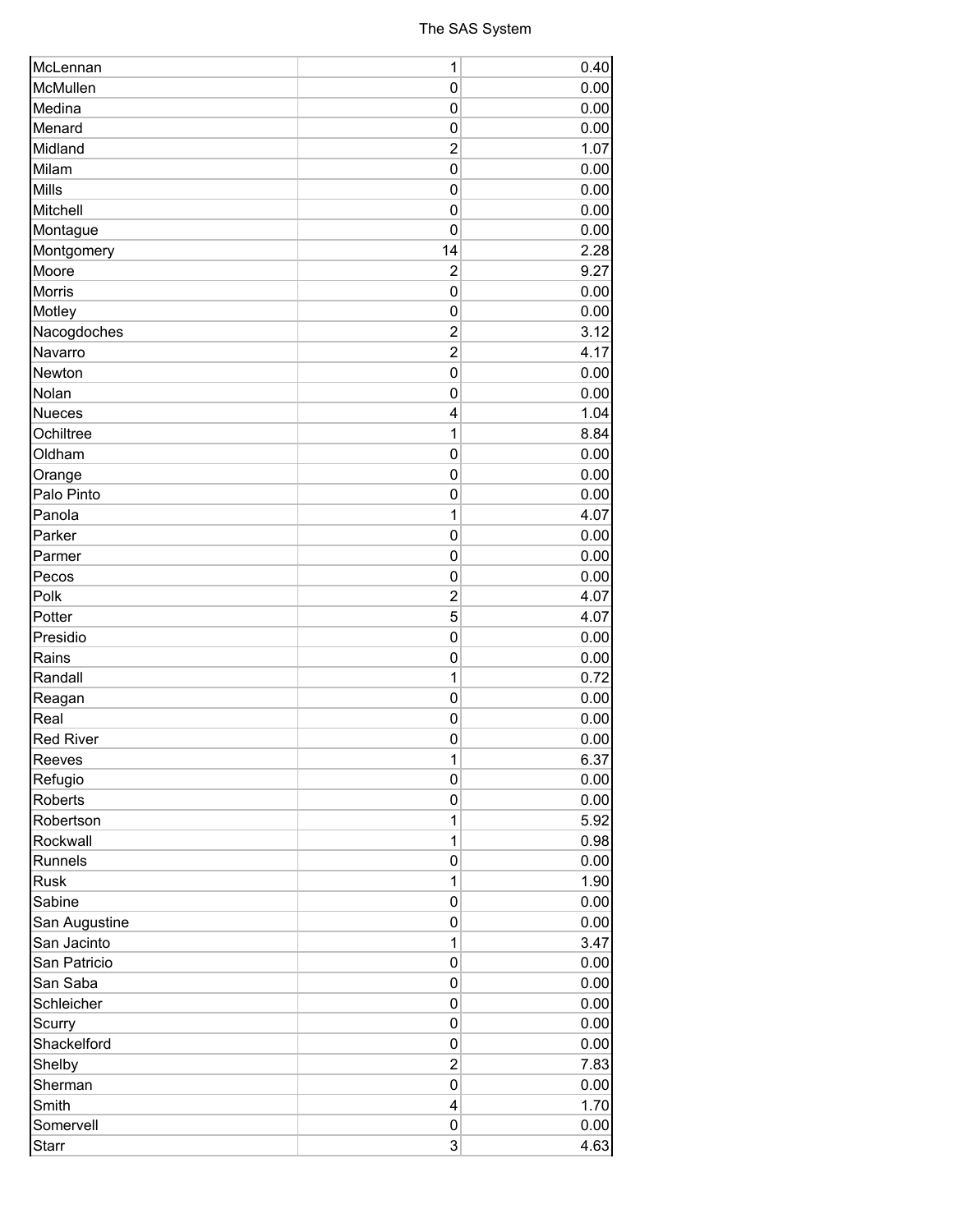| | | |
|---|---|---|
| McLennan | 1 | 0.40 |
| McMullen | 0 | 0.00 |
| Medina | 0 | 0.00 |
| Menard | 0 | 0.00 |
| Midland | 2 | 1.07 |
| Milam | 0 | 0.00 |
| Mills | 0 | 0.00 |
| Mitchell | 0 | 0.00 |
| Montague | 0 | 0.00 |
| Montgomery | 14 | 2.28 |
| Moore | 2 | 9.27 |
| Morris | 0 | 0.00 |
| Motley | 0 | 0.00 |
| Nacogdoches | 2 | 3.12 |
| Navarro | 2 | 4.17 |
| Newton | 0 | 0.00 |
| Nolan | 0 | 0.00 |
| Nueces | 4 | 1.04 |
| Ochiltree | 1 | 8.84 |
| Oldham | 0 | 0.00 |
| Orange | 0 | 0.00 |
| Palo Pinto | 0 | 0.00 |
| Panola | 1 | 4.07 |
| Parker | 0 | 0.00 |
| Parmer | 0 | 0.00 |
| Pecos | 0 | 0.00 |
| Polk | 2 | 4.07 |
| Potter | 5 | 4.07 |
| Presidio | 0 | 0.00 |
| Rains | 0 | 0.00 |
| Randall | 1 | 0.72 |
| Reagan | 0 | 0.00 |
| Real | 0 | 0.00 |
| Red River | 0 | 0.00 |
| Reeves | 1 | 6.37 |
| Refugio | 0 | 0.00 |
| Roberts | 0 | 0.00 |
| Robertson | 1 | 5.92 |
| Rockwall | 1 | 0.98 |
| Runnels | 0 | 0.00 |
| Rusk | 1 | 1.90 |
| Sabine | 0 | 0.00 |
| San Augustine | 0 | 0.00 |
| San Jacinto | 1 | 3.47 |
| San Patricio | 0 | 0.00 |
| San Saba | 0 | 0.00 |
| Schleicher | 0 | 0.00 |
| Scurry | 0 | 0.00 |
| Shackelford | 0 | 0.00 |
| Shelby | 2 | 7.83 |
| Sherman | 0 | 0.00 |
| Smith | 4 | 1.70 |
| Somervell | 0 | 0.00 |
| Starr | 3 | 4.63 |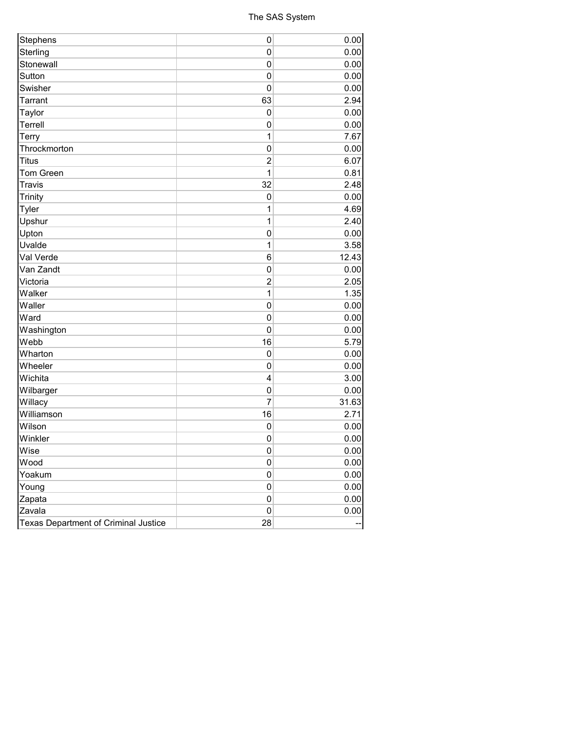| | | |
|---|---|---|
| Stephens | 0 | 0.00 |
| Sterling | 0 | 0.00 |
| Stonewall | 0 | 0.00 |
| Sutton | 0 | 0.00 |
| Swisher | 0 | 0.00 |
| Tarrant | 63 | 2.94 |
| Taylor | 0 | 0.00 |
| Terrell | 0 | 0.00 |
| Terry | 1 | 7.67 |
| Throckmorton | 0 | 0.00 |
| Titus | 2 | 6.07 |
| Tom Green | 1 | 0.81 |
| Travis | 32 | 2.48 |
| Trinity | 0 | 0.00 |
| Tyler | 1 | 4.69 |
| Upshur | 1 | 2.40 |
| Upton | 0 | 0.00 |
| Uvalde | 1 | 3.58 |
| Val Verde | 6 | 12.43 |
| Van Zandt | 0 | 0.00 |
| Victoria | 2 | 2.05 |
| Walker | 1 | 1.35 |
| Waller | 0 | 0.00 |
| Ward | 0 | 0.00 |
| Washington | 0 | 0.00 |
| Webb | 16 | 5.79 |
| Wharton | 0 | 0.00 |
| Wheeler | 0 | 0.00 |
| Wichita | 4 | 3.00 |
| Wilbarger | 0 | 0.00 |
| Willacy | 7 | 31.63 |
| Williamson | 16 | 2.71 |
| Wilson | 0 | 0.00 |
| Winkler | 0 | 0.00 |
| Wise | 0 | 0.00 |
| Wood | 0 | 0.00 |
| Yoakum | 0 | 0.00 |
| Young | 0 | 0.00 |
| Zapata | 0 | 0.00 |
| Zavala | 0 | 0.00 |
| Texas Department of Criminal Justice | 28 | -- |